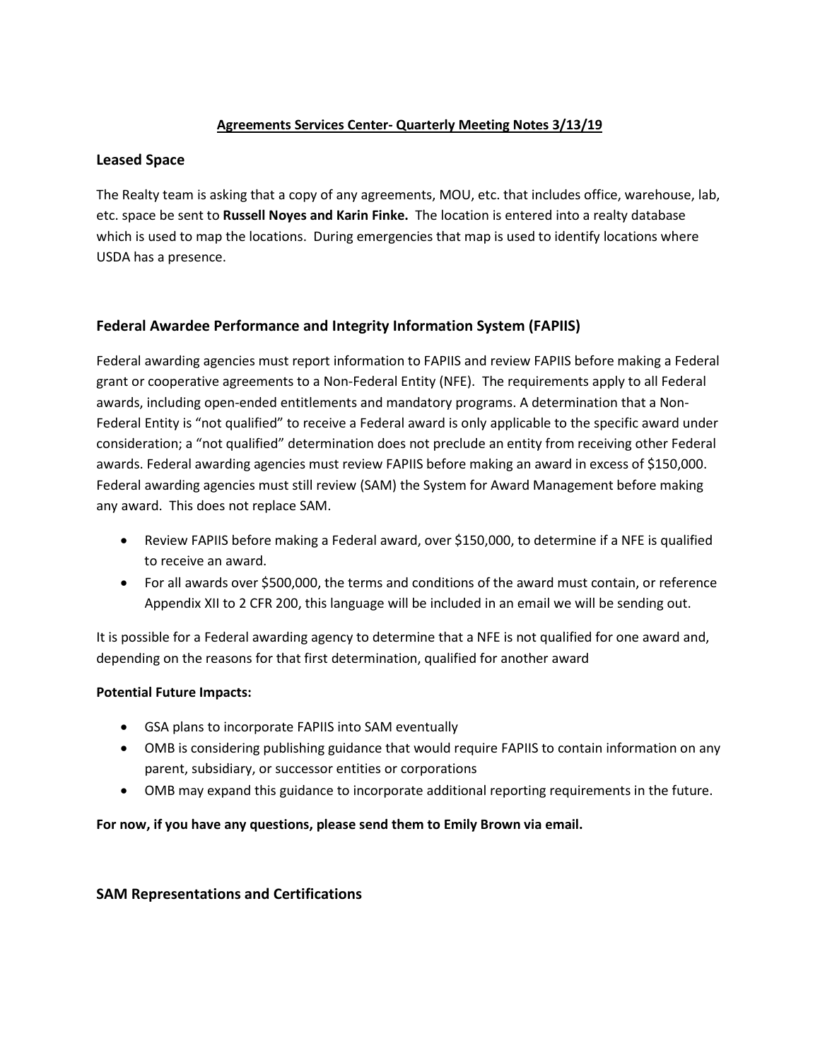# Agreements Services Center- Quarterly Meeting Notes 3/13/19

## Leased Space

The Realty team is asking that a copy of any agreements, MOU, etc. that includes office, warehouse, lab, etc. space be sent to **Russell Noyes and Karin Finke.** The location is entered into a realty database which is used to map the locations. During emergencies that map is used to identify locations where USDA has a presence.

## Federal Awardee Performance and Integrity Information System (FAPIIS)

Federal awarding agencies must report information to FAPIIS and review FAPIIS before making a Federal grant or cooperative agreements to a Non-Federal Entity (NFE). The requirements apply to all Federal awards, including open-ended entitlements and mandatory programs. A determination that a Non-Federal Entity is "not qualified" to receive a Federal award is only applicable to the specific award under consideration; a "not qualified" determination does not preclude an entity from receiving other Federal awards. Federal awarding agencies must review FAPIIS before making an award in excess of $150,000. Federal awarding agencies must still review (SAM) the System for Award Management before making any award. This does not replace SAM.

- Review FAPIIS before making a Federal award, over $150,000, to determine if a NFE is qualified to receive an award.
- For all awards over $500,000, the terms and conditions of the award must contain, or reference Appendix XII to 2 CFR 200, this language will be included in an email we will be sending out.

It is possible for a Federal awarding agency to determine that a NFE is not qualified for one award and, depending on the reasons for that first determination, qualified for another award

**Potential Future Impacts:**

- GSA plans to incorporate FAPIIS into SAM eventually
- OMB is considering publishing guidance that would require FAPIIS to contain information on any parent, subsidiary, or successor entities or corporations
- OMB may expand this guidance to incorporate additional reporting requirements in the future.

**For now, if you have any questions, please send them to Emily Brown via email.**

## SAM Representations and Certifications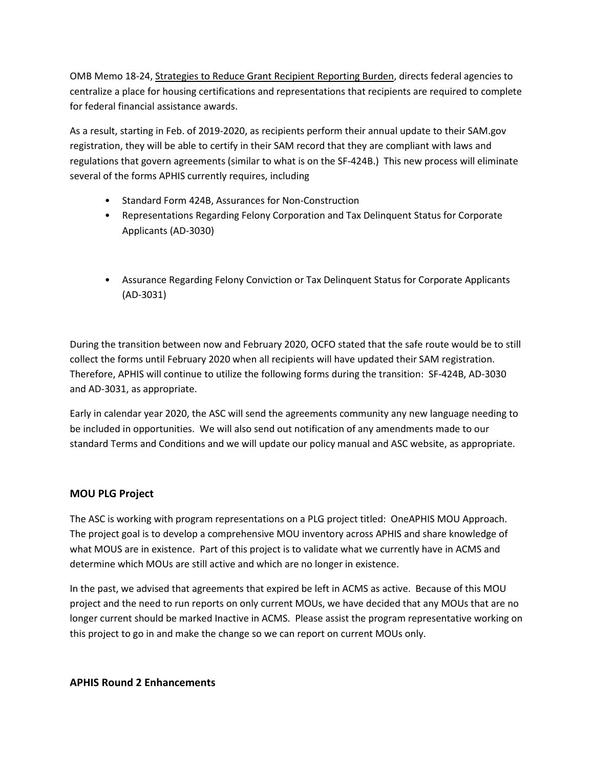OMB Memo 18-24, Strategies to Reduce Grant Recipient Reporting Burden, directs federal agencies to centralize a place for housing certifications and representations that recipients are required to complete for federal financial assistance awards.

As a result, starting in Feb. of 2019-2020, as recipients perform their annual update to their SAM.gov registration, they will be able to certify in their SAM record that they are compliant with laws and regulations that govern agreements (similar to what is on the SF-424B.) This new process will eliminate several of the forms APHIS currently requires, including

- Standard Form 424B, Assurances for Non-Construction
- Representations Regarding Felony Corporation and Tax Delinquent Status for Corporate Applicants (AD-3030)
- Assurance Regarding Felony Conviction or Tax Delinquent Status for Corporate Applicants (AD-3031)

During the transition between now and February 2020, OCFO stated that the safe route would be to still collect the forms until February 2020 when all recipients will have updated their SAM registration. Therefore, APHIS will continue to utilize the following forms during the transition: SF-424B, AD-3030 and AD-3031, as appropriate.

Early in calendar year 2020, the ASC will send the agreements community any new language needing to be included in opportunities. We will also send out notification of any amendments made to our standard Terms and Conditions and we will update our policy manual and ASC website, as appropriate.

## MOU PLG Project

The ASC is working with program representations on a PLG project titled: OneAPHIS MOU Approach. The project goal is to develop a comprehensive MOU inventory across APHIS and share knowledge of what MOUS are in existence. Part of this project is to validate what we currently have in ACMS and determine which MOUs are still active and which are no longer in existence.

In the past, we advised that agreements that expired be left in ACMS as active. Because of this MOU project and the need to run reports on only current MOUs, we have decided that any MOUs that are no longer current should be marked Inactive in ACMS. Please assist the program representative working on this project to go in and make the change so we can report on current MOUs only.

## APHIS Round 2 Enhancements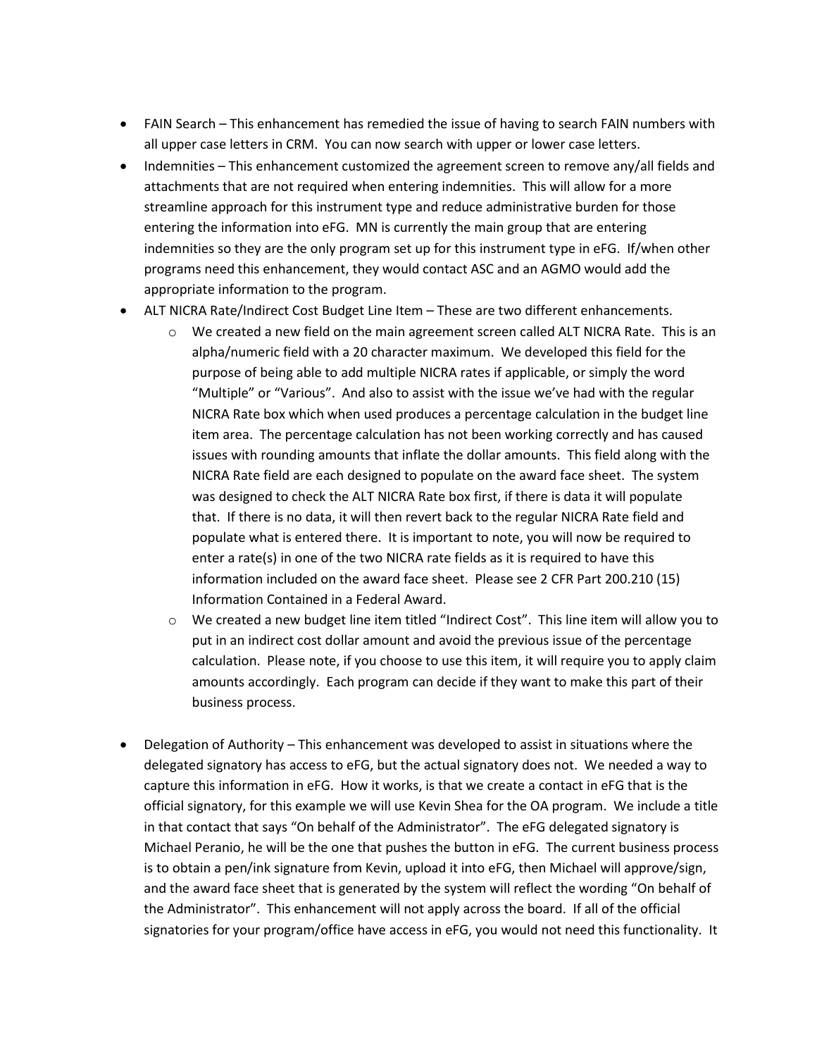- FAIN Search – This enhancement has remedied the issue of having to search FAIN numbers with all upper case letters in CRM. You can now search with upper or lower case letters.
- Indemnities – This enhancement customized the agreement screen to remove any/all fields and attachments that are not required when entering indemnities. This will allow for a more streamline approach for this instrument type and reduce administrative burden for those entering the information into eFG. MN is currently the main group that are entering indemnities so they are the only program set up for this instrument type in eFG. If/when other programs need this enhancement, they would contact ASC and an AGMO would add the appropriate information to the program.
- ALT NICRA Rate/Indirect Cost Budget Line Item – These are two different enhancements.
  - We created a new field on the main agreement screen called ALT NICRA Rate. This is an alpha/numeric field with a 20 character maximum. We developed this field for the purpose of being able to add multiple NICRA rates if applicable, or simply the word "Multiple" or "Various". And also to assist with the issue we've had with the regular NICRA Rate box which when used produces a percentage calculation in the budget line item area. The percentage calculation has not been working correctly and has caused issues with rounding amounts that inflate the dollar amounts. This field along with the NICRA Rate field are each designed to populate on the award face sheet. The system was designed to check the ALT NICRA Rate box first, if there is data it will populate that. If there is no data, it will then revert back to the regular NICRA Rate field and populate what is entered there. It is important to note, you will now be required to enter a rate(s) in one of the two NICRA rate fields as it is required to have this information included on the award face sheet. Please see 2 CFR Part 200.210 (15) Information Contained in a Federal Award.
  - We created a new budget line item titled "Indirect Cost". This line item will allow you to put in an indirect cost dollar amount and avoid the previous issue of the percentage calculation. Please note, if you choose to use this item, it will require you to apply claim amounts accordingly. Each program can decide if they want to make this part of their business process.
- Delegation of Authority – This enhancement was developed to assist in situations where the delegated signatory has access to eFG, but the actual signatory does not. We needed a way to capture this information in eFG. How it works, is that we create a contact in eFG that is the official signatory, for this example we will use Kevin Shea for the OA program. We include a title in that contact that says "On behalf of the Administrator". The eFG delegated signatory is Michael Peranio, he will be the one that pushes the button in eFG. The current business process is to obtain a pen/ink signature from Kevin, upload it into eFG, then Michael will approve/sign, and the award face sheet that is generated by the system will reflect the wording "On behalf of the Administrator". This enhancement will not apply across the board. If all of the official signatories for your program/office have access in eFG, you would not need this functionality. It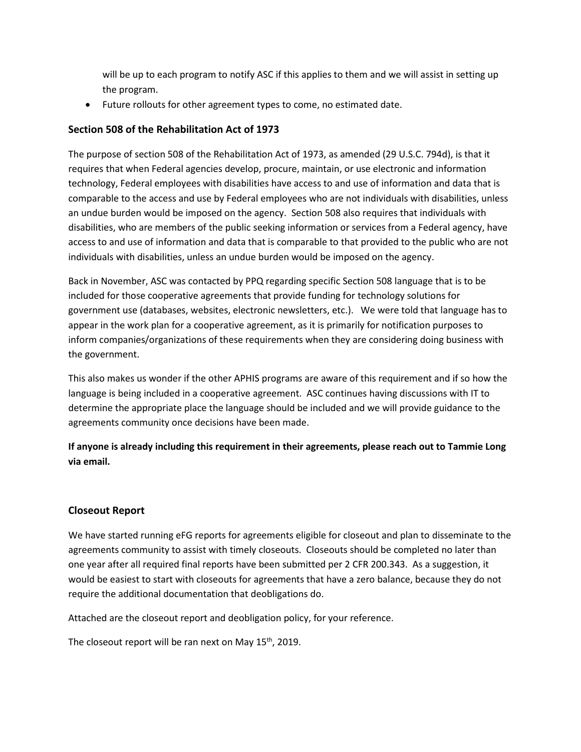will be up to each program to notify ASC if this applies to them and we will assist in setting up the program.

- Future rollouts for other agreement types to come, no estimated date.

### Section 508 of the Rehabilitation Act of 1973

The purpose of section 508 of the Rehabilitation Act of 1973, as amended (29 U.S.C. 794d), is that it requires that when Federal agencies develop, procure, maintain, or use electronic and information technology, Federal employees with disabilities have access to and use of information and data that is comparable to the access and use by Federal employees who are not individuals with disabilities, unless an undue burden would be imposed on the agency. Section 508 also requires that individuals with disabilities, who are members of the public seeking information or services from a Federal agency, have access to and use of information and data that is comparable to that provided to the public who are not individuals with disabilities, unless an undue burden would be imposed on the agency.

Back in November, ASC was contacted by PPQ regarding specific Section 508 language that is to be included for those cooperative agreements that provide funding for technology solutions for government use (databases, websites, electronic newsletters, etc.). We were told that language has to appear in the work plan for a cooperative agreement, as it is primarily for notification purposes to inform companies/organizations of these requirements when they are considering doing business with the government.

This also makes us wonder if the other APHIS programs are aware of this requirement and if so how the language is being included in a cooperative agreement. ASC continues having discussions with IT to determine the appropriate place the language should be included and we will provide guidance to the agreements community once decisions have been made.

**If anyone is already including this requirement in their agreements, please reach out to Tammie Long via email.**

### Closeout Report

We have started running eFG reports for agreements eligible for closeout and plan to disseminate to the agreements community to assist with timely closeouts. Closeouts should be completed no later than one year after all required final reports have been submitted per 2 CFR 200.343. As a suggestion, it would be easiest to start with closeouts for agreements that have a zero balance, because they do not require the additional documentation that deobligations do.

Attached are the closeout report and deobligation policy, for your reference.

The closeout report will be ran next on May 15th, 2019.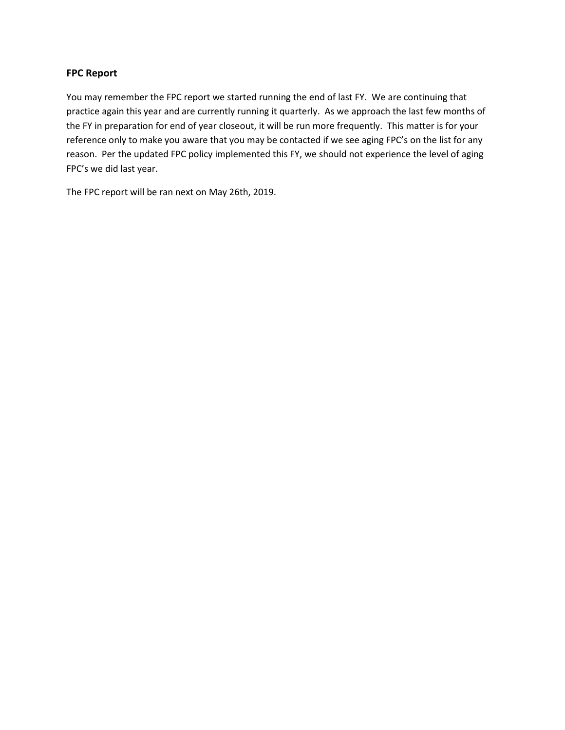### FPC Report

You may remember the FPC report we started running the end of last FY. We are continuing that practice again this year and are currently running it quarterly. As we approach the last few months of the FY in preparation for end of year closeout, it will be run more frequently. This matter is for your reference only to make you aware that you may be contacted if we see aging FPC's on the list for any reason. Per the updated FPC policy implemented this FY, we should not experience the level of aging FPC's we did last year.

The FPC report will be ran next on May 26th, 2019.